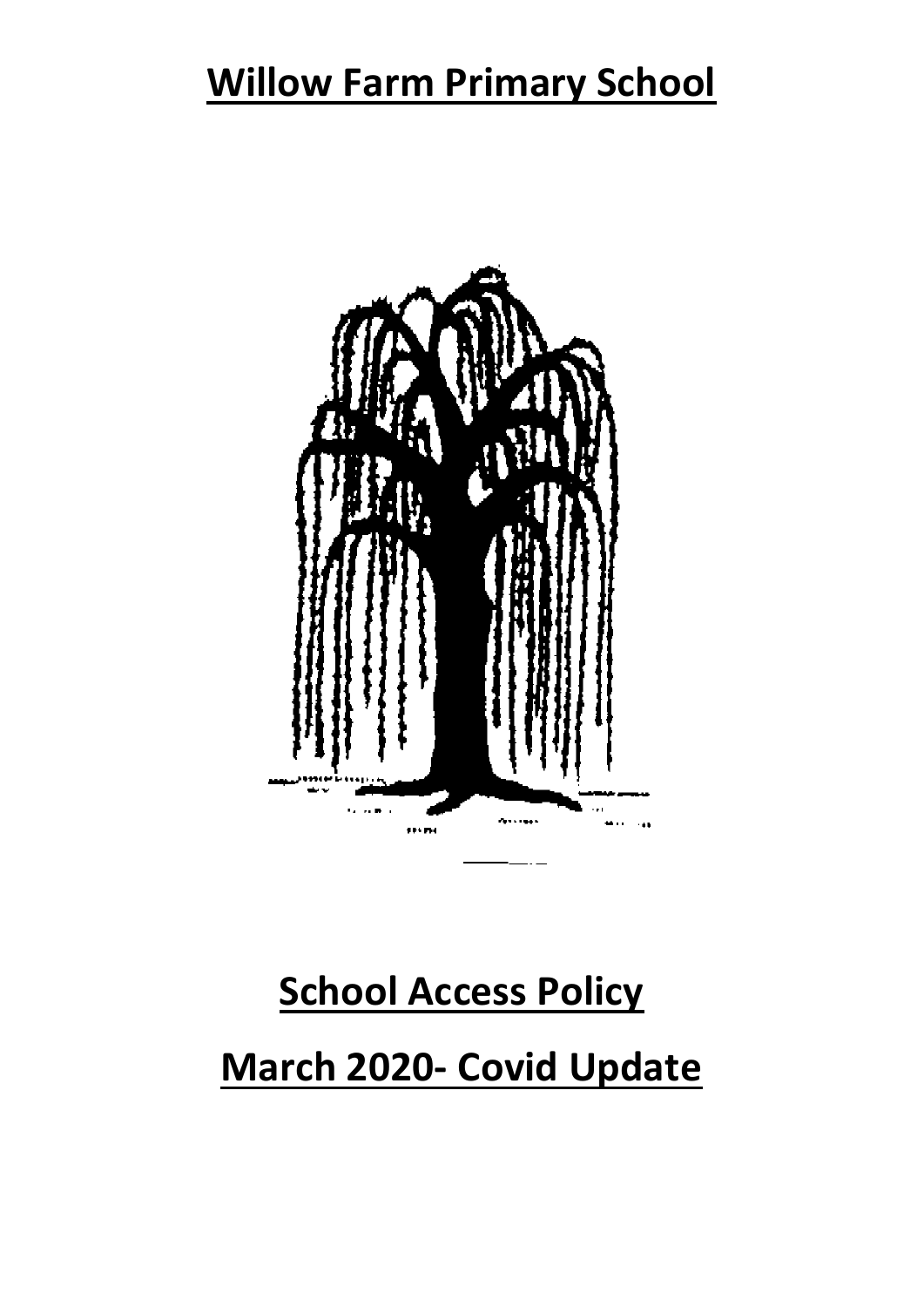# Willow Farm Primary School

# School Access Policy

# March 2020- Covid Update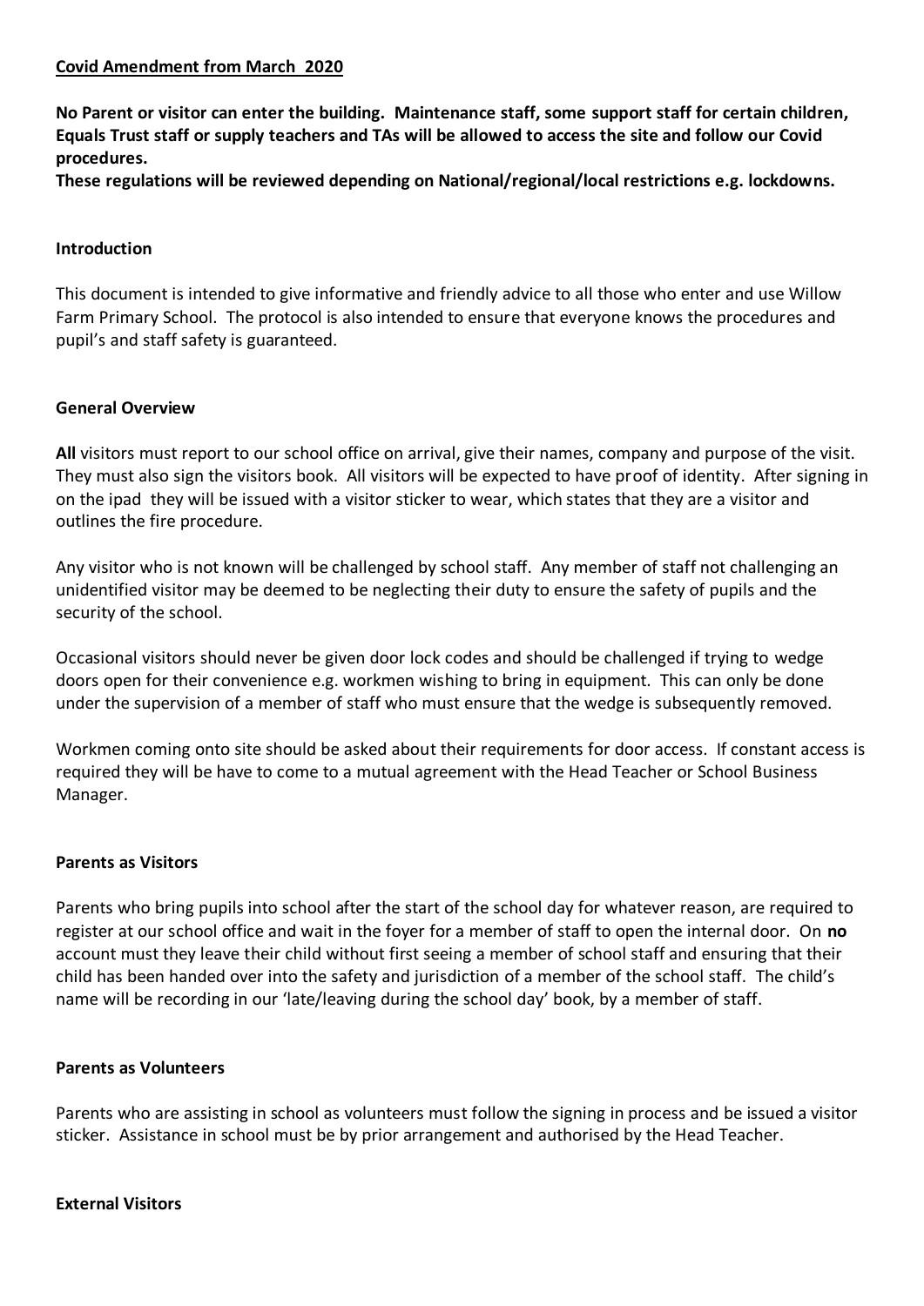**Covid Amendment from March 2020**

**No Parent or visitor can enter the building. Maintenance staff, some support staff for certain children, Equals Trust staff or supply teachers and TAs will be allowed to access the site and follow our Covid procedures.**

**These regulations will be reviewed depending on National/regional/local restrictions e.g. lockdowns.**

### Introduction

This document is intended to give informative and friendly advice to all those who enter and use Willow Farm Primary School. The protocol is also intended to ensure that everyone knows the procedures and pupil's and staff safety is guaranteed.

### General Overview

**All** visitors must report to our school office on arrival, give their names, company and purpose of the visit. They must also sign the visitors book. All visitors will be expected to have proof of identity. After signing in on the ipad they will be issued with a visitor sticker to wear, which states that they are a visitor and outlines the fire procedure.

Any visitor who is not known will be challenged by school staff. Any member of staff not challenging an unidentified visitor may be deemed to be neglecting their duty to ensure the safety of pupils and the security of the school.

Occasional visitors should never be given door lock codes and should be challenged if trying to wedge doors open for their convenience e.g. workmen wishing to bring in equipment. This can only be done under the supervision of a member of staff who must ensure that the wedge is subsequently removed.

Workmen coming onto site should be asked about their requirements for door access. If constant access is required they will be have to come to a mutual agreement with the Head Teacher or School Business Manager.

### Parents as Visitors

Parents who bring pupils into school after the start of the school day for whatever reason, are required to register at our school office and wait in the foyer for a member of staff to open the internal door. On **no** account must they leave their child without first seeing a member of school staff and ensuring that their child has been handed over into the safety and jurisdiction of a member of the school staff. The child's name will be recording in our 'late/leaving during the school day' book, by a member of staff.

### Parents as Volunteers

Parents who are assisting in school as volunteers must follow the signing in process and be issued a visitor sticker. Assistance in school must be by prior arrangement and authorised by the Head Teacher.

### External Visitors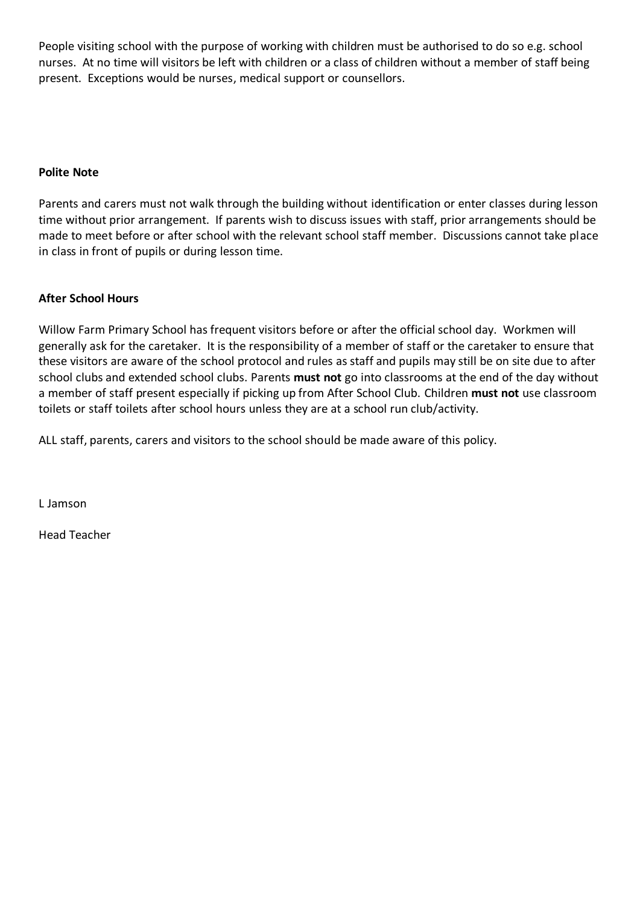People visiting school with the purpose of working with children must be authorised to do so e.g. school nurses. At no time will visitors be left with children or a class of children without a member of staff being present. Exceptions would be nurses, medical support or counsellors.

**Polite Note**

Parents and carers must not walk through the building without identification or enter classes during lesson time without prior arrangement. If parents wish to discuss issues with staff, prior arrangements should be made to meet before or after school with the relevant school staff member. Discussions cannot take place in class in front of pupils or during lesson time.

**After School Hours**

Willow Farm Primary School has frequent visitors before or after the official school day. Workmen will generally ask for the caretaker. It is the responsibility of a member of staff or the caretaker to ensure that these visitors are aware of the school protocol and rules as staff and pupils may still be on site due to after school clubs and extended school clubs. Parents **must not** go into classrooms at the end of the day without a member of staff present especially if picking up from After School Club. Children **must not** use classroom toilets or staff toilets after school hours unless they are at a school run club/activity.

ALL staff, parents, carers and visitors to the school should be made aware of this policy.

L Jamson

Head Teacher